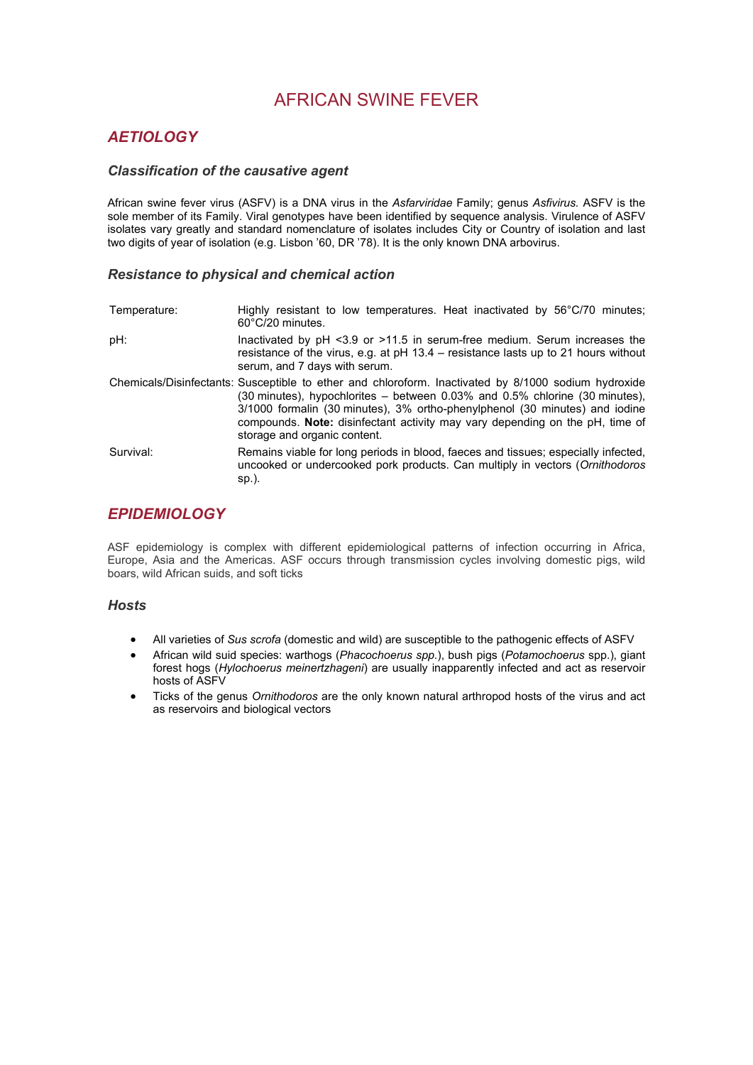# AFRICAN SWINE FEVER

## *AETIOLOGY*

### *Classification of the causative agent*

African swine fever virus (ASFV) is a DNA virus in the *Asfarviridae* Family; genus *Asfivirus.* ASFV is the sole member of its Family. Viral genotypes have been identified by sequence analysis. Virulence of ASFV isolates vary greatly and standard nomenclature of isolates includes City or Country of isolation and last two digits of year of isolation (e.g. Lisbon '60, DR '78). It is the only known DNA arbovirus.

### *Resistance to physical and chemical action*

| | |
|---|---|
| Temperature: | Highly resistant to low temperatures. Heat inactivated by 56°C/70 minutes; 60°C/20 minutes. |
| pH: | Inactivated by pH <3.9 or >11.5 in serum-free medium. Serum increases the resistance of the virus, e.g. at pH 13.4 – resistance lasts up to 21 hours without serum, and 7 days with serum. |
| Chemicals/Disinfectants: | Susceptible to ether and chloroform. Inactivated by 8/1000 sodium hydroxide (30 minutes), hypochlorites – between 0.03% and 0.5% chlorine (30 minutes), 3/1000 formalin (30 minutes), 3% ortho-phenylphenol (30 minutes) and iodine compounds. **Note:** disinfectant activity may vary depending on the pH, time of storage and organic content. |
| Survival: | Remains viable for long periods in blood, faeces and tissues; especially infected, uncooked or undercooked pork products. Can multiply in vectors (*Ornithodoros* sp.). |

## *EPIDEMIOLOGY*

ASF epidemiology is complex with different epidemiological patterns of infection occurring in Africa, Europe, Asia and the Americas. ASF occurs through transmission cycles involving domestic pigs, wild boars, wild African suids, and soft ticks

### *Hosts*

- All varieties of *Sus scrofa* (domestic and wild) are susceptible to the pathogenic effects of ASFV
- African wild suid species: warthogs (*Phacochoerus spp.*), bush pigs (*Potamochoerus* spp.), giant forest hogs (*Hylochoerus meinertzhageni*) are usually inapparently infected and act as reservoir hosts of ASFV
- Ticks of the genus *Ornithodoros* are the only known natural arthropod hosts of the virus and act as reservoirs and biological vectors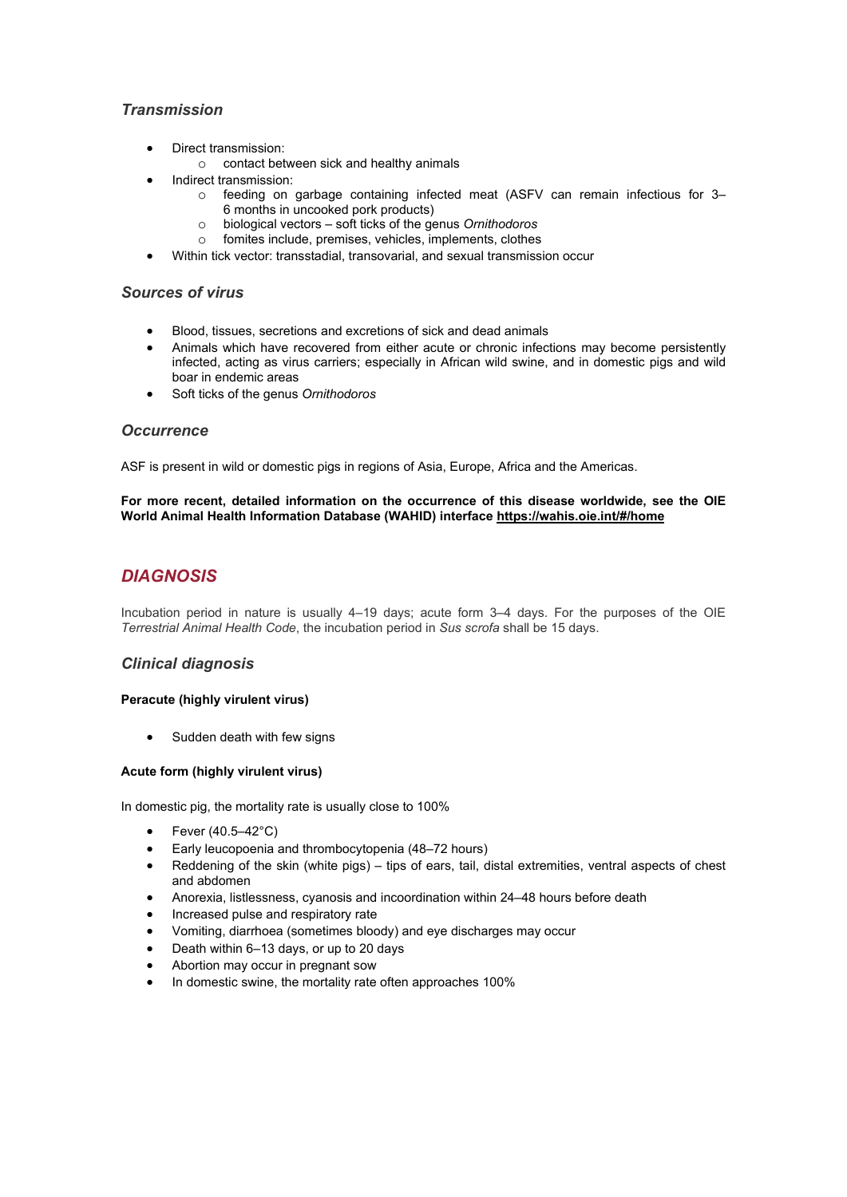### *Transmission*

- Direct transmission:
  - contact between sick and healthy animals
- Indirect transmission:
  - feeding on garbage containing infected meat (ASFV can remain infectious for 3–6 months in uncooked pork products)
  - biological vectors – soft ticks of the genus *Ornithodoros*
  - fomites include, premises, vehicles, implements, clothes
- Within tick vector: transstadial, transovarial, and sexual transmission occur

### *Sources of virus*

- Blood, tissues, secretions and excretions of sick and dead animals
- Animals which have recovered from either acute or chronic infections may become persistently infected, acting as virus carriers; especially in African wild swine, and in domestic pigs and wild boar in endemic areas
- Soft ticks of the genus *Ornithodoros*

### *Occurrence*

ASF is present in wild or domestic pigs in regions of Asia, Europe, Africa and the Americas.

**For more recent, detailed information on the occurrence of this disease worldwide, see the OIE World Animal Health Information Database (WAHID) interface https://wahis.oie.int/#/home**

## *DIAGNOSIS*

Incubation period in nature is usually 4–19 days; acute form 3–4 days. For the purposes of the OIE *Terrestrial Animal Health Code*, the incubation period in *Sus scrofa* shall be 15 days.

### *Clinical diagnosis*

**Peracute (highly virulent virus)**

- Sudden death with few signs

**Acute form (highly virulent virus)**

In domestic pig, the mortality rate is usually close to 100%

- Fever (40.5–42°C)
- Early leucopoenia and thrombocytopenia (48–72 hours)
- Reddening of the skin (white pigs) – tips of ears, tail, distal extremities, ventral aspects of chest and abdomen
- Anorexia, listlessness, cyanosis and incoordination within 24–48 hours before death
- Increased pulse and respiratory rate
- Vomiting, diarrhoea (sometimes bloody) and eye discharges may occur
- Death within 6–13 days, or up to 20 days
- Abortion may occur in pregnant sow
- In domestic swine, the mortality rate often approaches 100%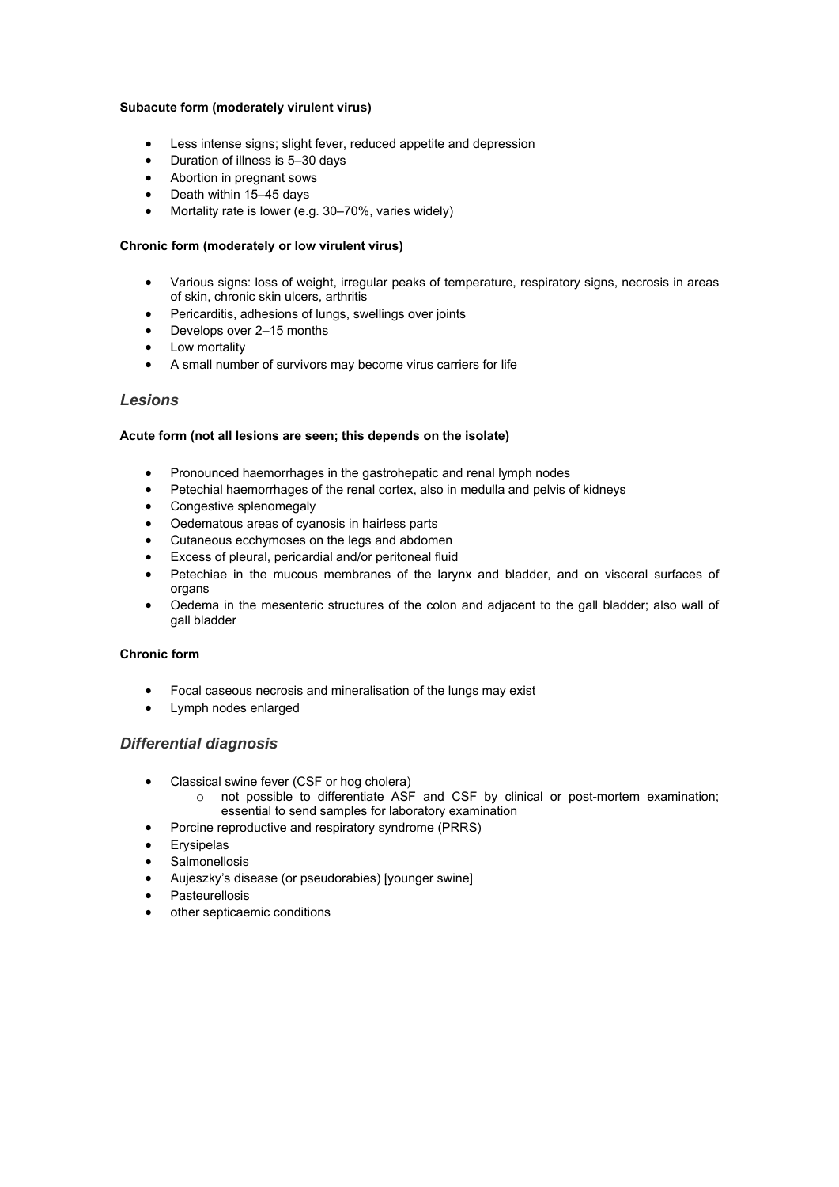**Subacute form (moderately virulent virus)**

- Less intense signs; slight fever, reduced appetite and depression
- Duration of illness is 5–30 days
- Abortion in pregnant sows
- Death within 15–45 days
- Mortality rate is lower (e.g. 30–70%, varies widely)

**Chronic form (moderately or low virulent virus)**

- Various signs: loss of weight, irregular peaks of temperature, respiratory signs, necrosis in areas of skin, chronic skin ulcers, arthritis
- Pericarditis, adhesions of lungs, swellings over joints
- Develops over 2–15 months
- Low mortality
- A small number of survivors may become virus carriers for life

## *Lesions*

**Acute form (not all lesions are seen; this depends on the isolate)**

- Pronounced haemorrhages in the gastrohepatic and renal lymph nodes
- Petechial haemorrhages of the renal cortex, also in medulla and pelvis of kidneys
- Congestive splenomegaly
- Oedematous areas of cyanosis in hairless parts
- Cutaneous ecchymoses on the legs and abdomen
- Excess of pleural, pericardial and/or peritoneal fluid
- Petechiae in the mucous membranes of the larynx and bladder, and on visceral surfaces of organs
- Oedema in the mesenteric structures of the colon and adjacent to the gall bladder; also wall of gall bladder

**Chronic form**

- Focal caseous necrosis and mineralisation of the lungs may exist
- Lymph nodes enlarged

## *Differential diagnosis*

- Classical swine fever (CSF or hog cholera)
  - not possible to differentiate ASF and CSF by clinical or post-mortem examination; essential to send samples for laboratory examination
- Porcine reproductive and respiratory syndrome (PRRS)
- Erysipelas
- Salmonellosis
- Aujeszky's disease (or pseudorabies) [younger swine]
- Pasteurellosis
- other septicaemic conditions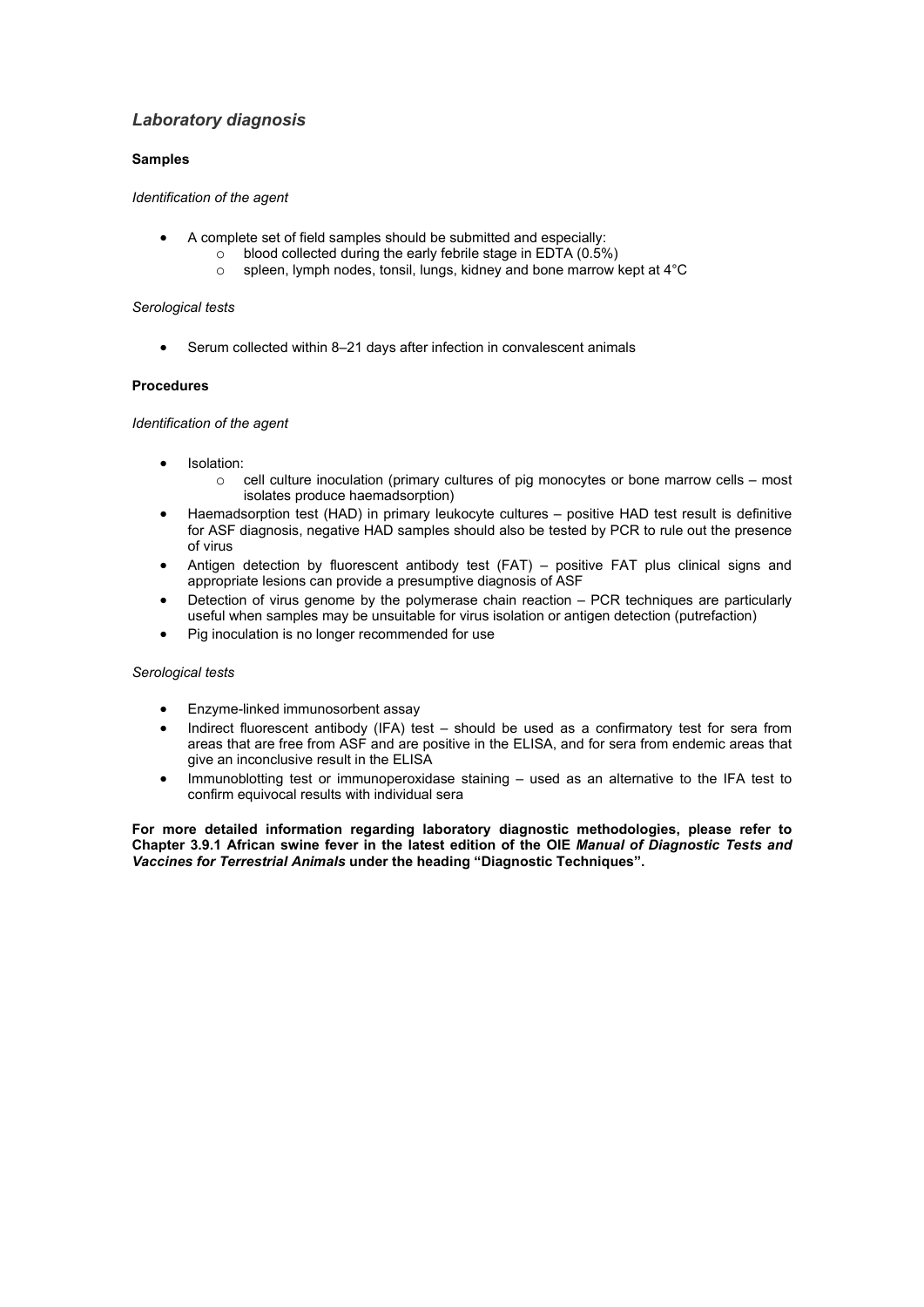## *Laboratory diagnosis*

### Samples

*Identification of the agent*

- A complete set of field samples should be submitted and especially:
  - blood collected during the early febrile stage in EDTA (0.5%)
  - spleen, lymph nodes, tonsil, lungs, kidney and bone marrow kept at 4°C

*Serological tests*

- Serum collected within 8–21 days after infection in convalescent animals

### Procedures

*Identification of the agent*

- Isolation:
  - cell culture inoculation (primary cultures of pig monocytes or bone marrow cells – most isolates produce haemadsorption)
- Haemadsorption test (HAD) in primary leukocyte cultures – positive HAD test result is definitive for ASF diagnosis, negative HAD samples should also be tested by PCR to rule out the presence of virus
- Antigen detection by fluorescent antibody test (FAT) – positive FAT plus clinical signs and appropriate lesions can provide a presumptive diagnosis of ASF
- Detection of virus genome by the polymerase chain reaction – PCR techniques are particularly useful when samples may be unsuitable for virus isolation or antigen detection (putrefaction)
- Pig inoculation is no longer recommended for use

*Serological tests*

- Enzyme-linked immunosorbent assay
- Indirect fluorescent antibody (IFA) test – should be used as a confirmatory test for sera from areas that are free from ASF and are positive in the ELISA, and for sera from endemic areas that give an inconclusive result in the ELISA
- Immunoblotting test or immunoperoxidase staining – used as an alternative to the IFA test to confirm equivocal results with individual sera

**For more detailed information regarding laboratory diagnostic methodologies, please refer to Chapter 3.9.1 African swine fever in the latest edition of the OIE *Manual of Diagnostic Tests and Vaccines for Terrestrial Animals* under the heading "Diagnostic Techniques".**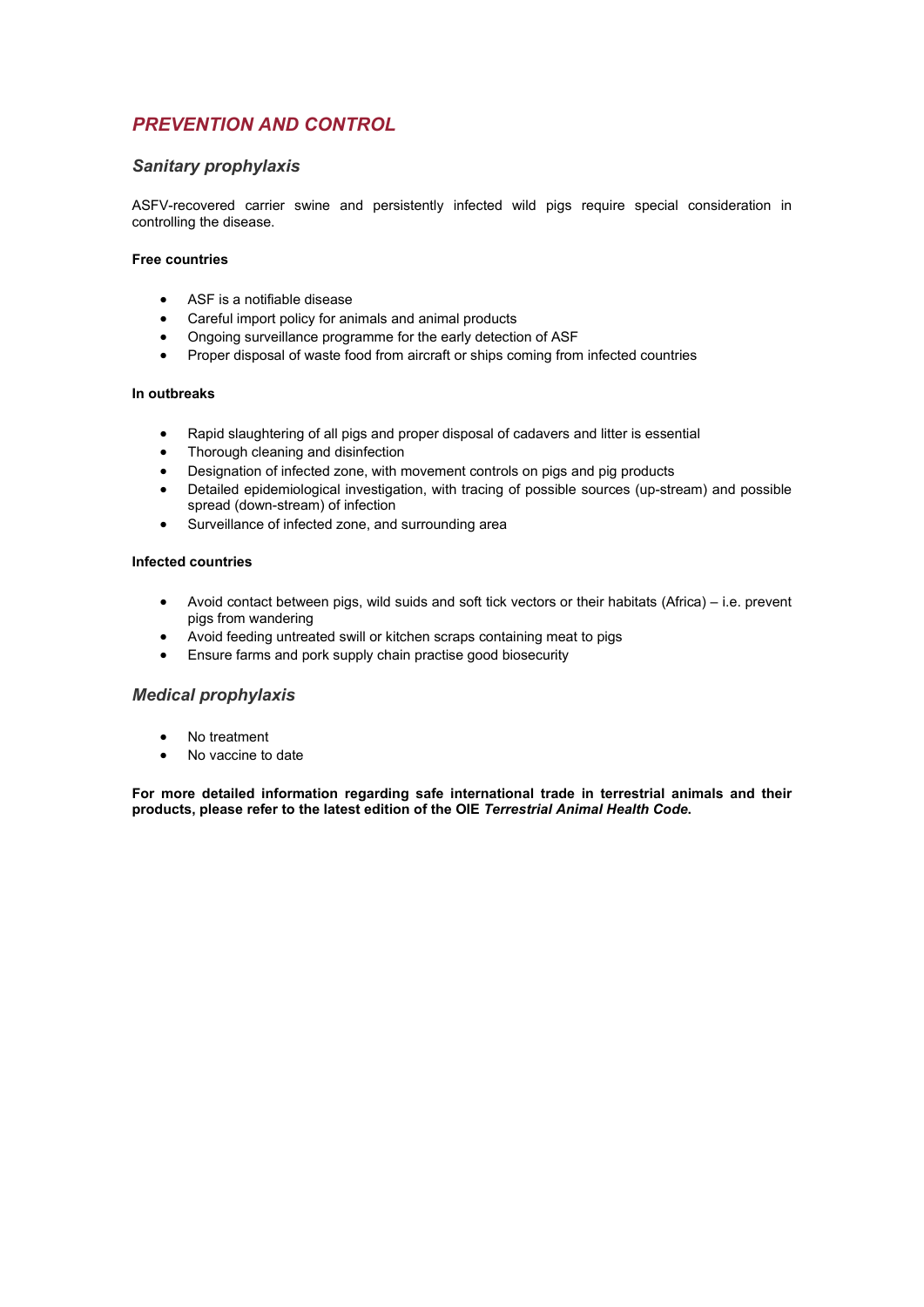## *PREVENTION AND CONTROL*

### *Sanitary prophylaxis*

ASFV-recovered carrier swine and persistently infected wild pigs require special consideration in controlling the disease.

**Free countries**

- ASF is a notifiable disease
- Careful import policy for animals and animal products
- Ongoing surveillance programme for the early detection of ASF
- Proper disposal of waste food from aircraft or ships coming from infected countries

**In outbreaks**

- Rapid slaughtering of all pigs and proper disposal of cadavers and litter is essential
- Thorough cleaning and disinfection
- Designation of infected zone, with movement controls on pigs and pig products
- Detailed epidemiological investigation, with tracing of possible sources (up-stream) and possible spread (down-stream) of infection
- Surveillance of infected zone, and surrounding area

**Infected countries**

- Avoid contact between pigs, wild suids and soft tick vectors or their habitats (Africa) – i.e. prevent pigs from wandering
- Avoid feeding untreated swill or kitchen scraps containing meat to pigs
- Ensure farms and pork supply chain practise good biosecurity

### *Medical prophylaxis*

- No treatment
- No vaccine to date

**For more detailed information regarding safe international trade in terrestrial animals and their products, please refer to the latest edition of the OIE *Terrestrial Animal Health Code*.**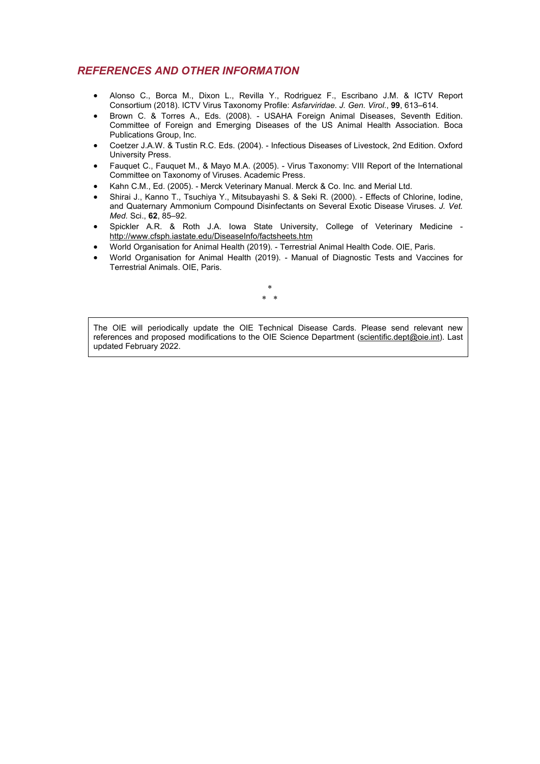## *REFERENCES AND OTHER INFORMATION*

- Alonso C., Borca M., Dixon L., Revilla Y., Rodriguez F., Escribano J.M. & ICTV Report Consortium (2018). ICTV Virus Taxonomy Profile: *Asfarviridae*. *J. Gen. Virol.*, **99**, 613–614.
- Brown C. & Torres A., Eds. (2008). - USAHA Foreign Animal Diseases, Seventh Edition. Committee of Foreign and Emerging Diseases of the US Animal Health Association. Boca Publications Group, Inc.
- Coetzer J.A.W. & Tustin R.C. Eds. (2004). - Infectious Diseases of Livestock, 2nd Edition. Oxford University Press.
- Fauquet C., Fauquet M., & Mayo M.A. (2005). - Virus Taxonomy: VIII Report of the International Committee on Taxonomy of Viruses. Academic Press.
- Kahn C.M., Ed. (2005). - Merck Veterinary Manual. Merck & Co. Inc. and Merial Ltd.
- Shirai J., Kanno T., Tsuchiya Y., Mitsubayashi S. & Seki R. (2000). - Effects of Chlorine, Iodine, and Quaternary Ammonium Compound Disinfectants on Several Exotic Disease Viruses. *J. Vet. Med*. Sci., **62**, 85–92.
- Spickler A.R. & Roth J.A. Iowa State University, College of Veterinary Medicine - http://www.cfsph.iastate.edu/DiseaseInfo/factsheets.htm
- World Organisation for Animal Health (2019). - Terrestrial Animal Health Code. OIE, Paris.
- World Organisation for Animal Health (2019). - Manual of Diagnostic Tests and Vaccines for Terrestrial Animals. OIE, Paris.

\*

\* \*

The OIE will periodically update the OIE Technical Disease Cards. Please send relevant new references and proposed modifications to the OIE Science Department (scientific.dept@oie.int). Last updated February 2022.